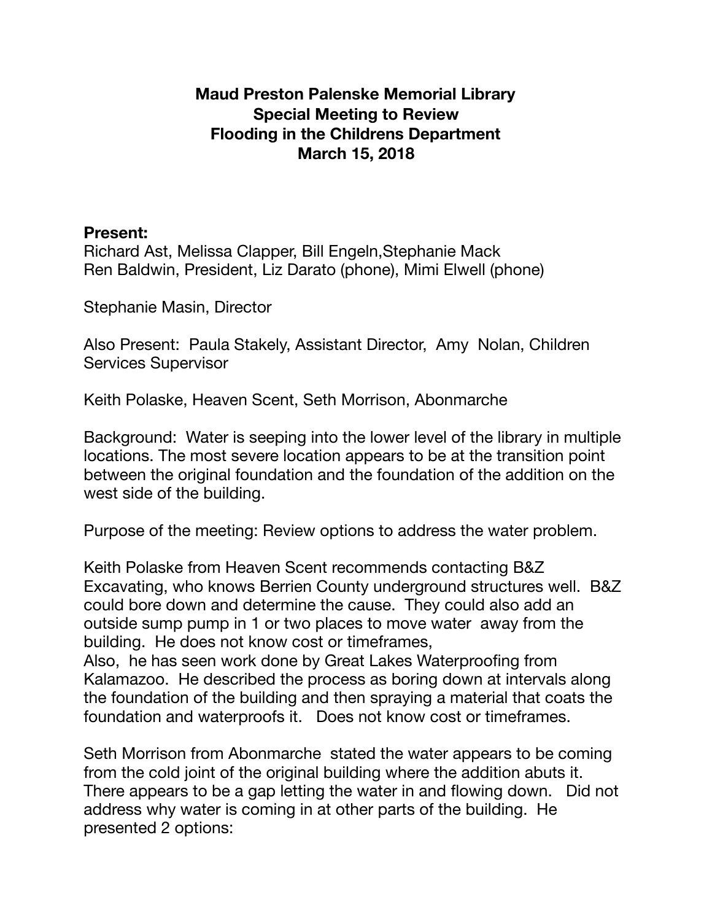# Maud Preston Palenske Memorial Library
## Special Meeting to Review
## Flooding in the Childrens Department
## March 15, 2018

**Present:**
Richard Ast, Melissa Clapper, Bill Engeln,Stephanie Mack
Ren Baldwin, President, Liz Darato (phone), Mimi Elwell (phone)

Stephanie Masin, Director

Also Present: Paula Stakely, Assistant Director, Amy Nolan, Children Services Supervisor

Keith Polaske, Heaven Scent, Seth Morrison, Abonmarche

Background: Water is seeping into the lower level of the library in multiple locations. The most severe location appears to be at the transition point between the original foundation and the foundation of the addition on the west side of the building.

Purpose of the meeting: Review options to address the water problem.

Keith Polaske from Heaven Scent recommends contacting B&Z Excavating, who knows Berrien County underground structures well. B&Z could bore down and determine the cause. They could also add an outside sump pump in 1 or two places to move water away from the building. He does not know cost or timeframes,
Also, he has seen work done by Great Lakes Waterproofing from Kalamazoo. He described the process as boring down at intervals along the foundation of the building and then spraying a material that coats the foundation and waterproofs it. Does not know cost or timeframes.

Seth Morrison from Abonmarche stated the water appears to be coming from the cold joint of the original building where the addition abuts it. There appears to be a gap letting the water in and flowing down. Did not address why water is coming in at other parts of the building. He presented 2 options: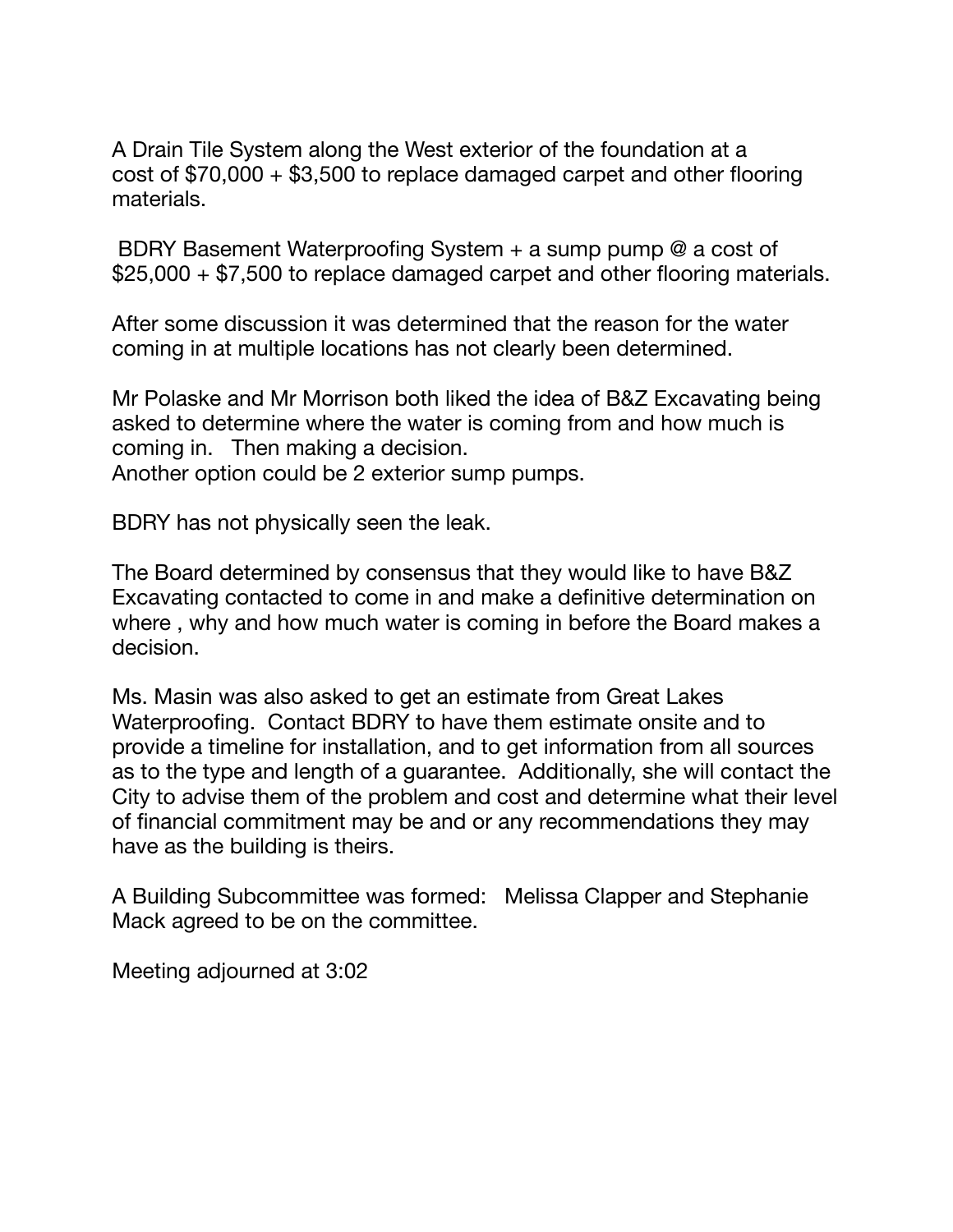A Drain Tile System along the West exterior of the foundation at a cost of $70,000 + $3,500 to replace damaged carpet and other flooring materials.

BDRY Basement Waterproofing System + a sump pump @ a cost of $25,000 + $7,500 to replace damaged carpet and other flooring materials.

After some discussion it was determined that the reason for the water coming in at multiple locations has not clearly been determined.

Mr Polaske and Mr Morrison both liked the idea of B&Z Excavating being asked to determine where the water is coming from and how much is coming in. Then making a decision.
Another option could be 2 exterior sump pumps.

BDRY has not physically seen the leak.

The Board determined by consensus that they would like to have B&Z Excavating contacted to come in and make a definitive determination on where , why and how much water is coming in before the Board makes a decision.

Ms. Masin was also asked to get an estimate from Great Lakes Waterproofing. Contact BDRY to have them estimate onsite and to provide a timeline for installation, and to get information from all sources as to the type and length of a guarantee. Additionally, she will contact the City to advise them of the problem and cost and determine what their level of financial commitment may be and or any recommendations they may have as the building is theirs.

A Building Subcommittee was formed: Melissa Clapper and Stephanie Mack agreed to be on the committee.

Meeting adjourned at 3:02